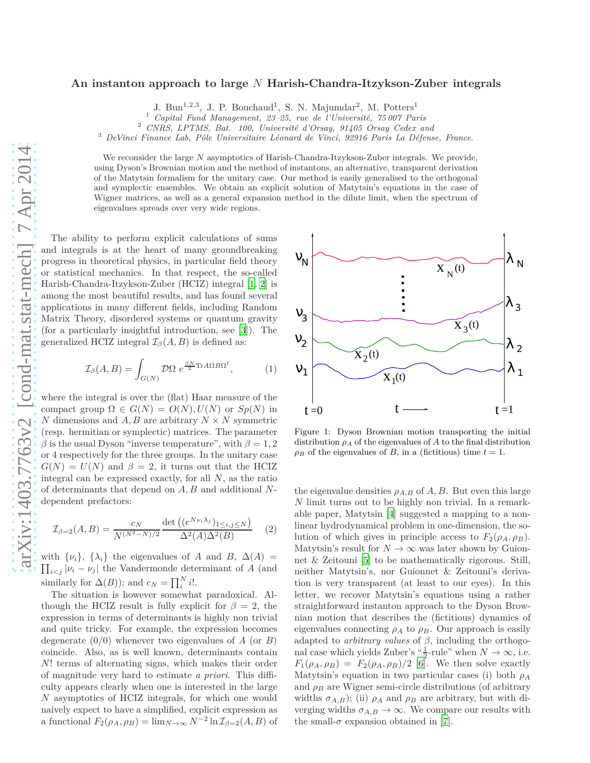# An instanton approach to large $N$ Harish-Chandra-Itzykson-Zuber integrals

J. Bun[1,2,3], J. P. Bouchaud[1], S. N. Majumdar[2], M. Potters[1]

[1] *Capital Fund Management, 23–25, rue de l'Université, 75 007 Paris*
[2] *CNRS, LPTMS, Bat. 100, Université d'Orsay, 91405 Orsay Cedex and*
[3] *DeVinci Finance Lab, Pôle Universitaire Léonard de Vinci, 92916 Paris La Défense, France.*

We reconsider the large $N$ asymptotics of Harish-Chandra-Itzykson-Zuber integrals. We provide, using Dyson's Brownian motion and the method of instantons, an alternative, transparent derivation of the Matytsin formalism for the unitary case. Our method is easily generalised to the orthogonal and symplectic ensembles. We obtain an explicit solution of Matytsin's equations in the case of Wigner matrices, as well as a general expansion method in the dilute limit, when the spectrum of eigenvalues spreads over very wide regions.

The ability to perform explicit calculations of sums and integrals is at the heart of many groundbreaking progress in theoretical physics, in particular field theory or statistical mechanics. In that respect, the so-called Harish-Chandra-Itzykson-Zuber (HCIZ) integral [1, 2] is among the most beautiful results, and has found several applications in many different fields, including Random Matrix Theory, disordered systems or quantum gravity (for a particularly insightful introduction, see [3]). The generalized HCIZ integral $\mathcal{I}_\beta(A,B)$ is defined as:

$$\mathcal{I}_\beta(A,B) = \int_{G(N)} \mathcal{D}\Omega \; e^{\frac{\beta N}{2}\mathrm{Tr} A\Omega B\Omega^\dagger}, \qquad (1)$$

where the integral is over the (flat) Haar measure of the compact group $\Omega \in G(N) = O(N), U(N)$ or $Sp(N)$ in $N$ dimensions and $A, B$ are arbitrary $N\times N$ symmetric (resp. hermitian or symplectic) matrices. The parameter $\beta$ is the usual Dyson "inverse temperature", with $\beta = 1, 2$ or 4 respectively for the three groups. In the unitary case $G(N) = U(N)$ and $\beta = 2$, it turns out that the HCIZ integral can be expressed exactly, for all $N$, as the ratio of determinants that depend on $A, B$ and additional $N$-dependent prefactors:

$$\mathcal{I}_{\beta=2}(A,B) = \frac{c_N}{N^{(N^2-N)/2}} \frac{\det\left((e^{N\nu_i\lambda_j})_{1\le i,j\le N}\right)}{\Delta^2(A)\Delta^2(B)} \qquad (2)$$

with $\{\nu_i\}$, $\{\lambda_i\}$ the eigenvalues of $A$ and $B$, $\Delta(A) = \prod_{i<j}|\nu_i - \nu_j|$ the Vandermonde determinant of $A$ (and similarly for $\Delta(B)$); and $c_N = \prod_i^N i!$.

The situation is however somewhat paradoxical. Although the HCIZ result is fully explicit for $\beta = 2$, the expression in terms of determinants is highly non trivial and quite tricky. For example, the expression becomes degenerate (0/0) whenever two eigenvalues of $A$ (or $B$) coincide. Also, as is well known, determinants contain $N!$ terms of alternating signs, which makes their order of magnitude very hard to estimate *a priori*. This difficulty appears clearly when one is interested in the large $N$ asymptotics of HCIZ integrals, for which one would naively expect to have a simplified, explicit expression as a functional $F_2(\rho_A,\rho_B) = \lim_{N\to\infty} N^{-2}\ln \mathcal{I}_{\beta=2}(A,B)$ of the eigenvalue densities $\rho_{A,B}$ of $A, B$. But even this large $N$ limit turns out to be highly non trivial. In a remarkable paper, Matytsin [4] suggested a mapping to a non-linear hydrodynamical problem in one-dimension, the solution of which gives in principle access to $F_2(\rho_A,\rho_B)$. Matytsin's result for $N\to\infty$ was later shown by Guionnet & Zeitouni [5] to be mathematically rigorous. Still, neither Matytsin's, nor Guionnet & Zeitouni's derivation is very transparent (at least to our eyes). In this letter, we recover Matytsin's equations using a rather straightforward instanton approach to the Dyson Brownian motion that describes the (fictitious) dynamics of eigenvalues connecting $\rho_A$ to $\rho_B$. Our approach is easily adapted to *arbitrary values* of $\beta$, including the orthogonal case which yields Zuber's "$\frac{1}{2}$-rule" when $N\to\infty$, i.e. $F_1(\rho_A,\rho_B) = F_2(\rho_A,\rho_B)/2$ [6]. We then solve exactly Matytsin's equation in two particular cases (i) both $\rho_A$ and $\rho_B$ are Wigner semi-circle distributions (of arbitrary widths $\sigma_{A,B}$); (ii) $\rho_A$ and $\rho_B$ are arbitrary, but with diverging widths $\sigma_{A,B}\to\infty$. We compare our results with the small-$\sigma$ expansion obtained in [7].

Figure 1: Dyson Brownian motion transporting the initial distribution $\rho_A$ of the eigenvalues of $A$ to the final distribution $\rho_B$ of the eigenvalues of $B$, in a (fictitious) time $t = 1$.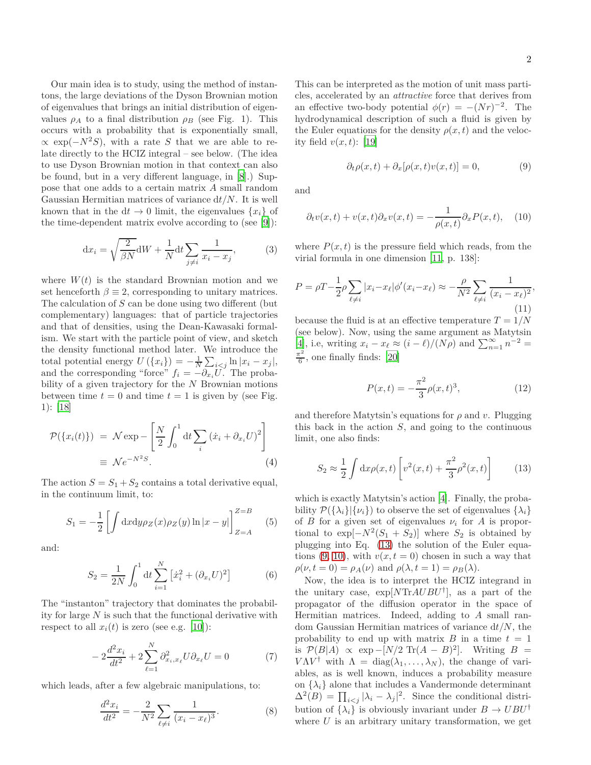Our main idea is to study, using the method of instantons, the large deviations of the Dyson Brownian motion of eigenvalues that brings an initial distribution of eigenvalues $\rho_A$ to a final distribution $\rho_B$ (see Fig. 1). This occurs with a probability that is exponentially small, $\propto \exp(-N^2 S)$, with a rate $S$ that we are able to relate directly to the HCIZ integral – see below. (The idea to use Dyson Brownian motion in that context can also be found, but in a very different language, in [8].) Suppose that one adds to a certain matrix $A$ small random Gaussian Hermitian matrices of variance $\mathrm{d}t/N$. It is well known that in the $\mathrm{d}t \to 0$ limit, the eigenvalues $\{x_i\}$ of the time-dependent matrix evolve according to (see [9]):

$$\mathrm{d}x_i = \sqrt{\frac{2}{\beta N}}\mathrm{d}W + \frac{1}{N}\mathrm{d}t\sum_{j\neq i}\frac{1}{x_i - x_j}, \tag{3}$$

where $W(t)$ is the standard Brownian motion and we set henceforth $\beta \equiv 2$, corresponding to unitary matrices. The calculation of $S$ can be done using two different (but complementary) languages: that of particle trajectories and that of densities, using the Dean-Kawasaki formalism. We start with the particle point of view, and sketch the density functional method later. We introduce the total potential energy $U(\{x_i\}) = -\frac{1}{N}\sum_{i<j}\ln|x_i - x_j|$, and the corresponding "force" $f_i = -\partial_{x_i}U$. The probability of a given trajectory for the $N$ Brownian motions between time $t=0$ and time $t=1$ is given by (see Fig. 1): [18]

$$\begin{aligned}\mathcal{P}(\{x_i(t)\}) &= \mathcal{N}\exp -\left[\frac{N}{2}\int_0^1 \mathrm{d}t\sum_i\left(\dot{x}_i + \partial_{x_i}U\right)^2\right] \\ &\equiv \mathcal{N}e^{-N^2 S}.\end{aligned} \tag{4}$$

The action $S = S_1 + S_2$ contains a total derivative equal, in the continuum limit, to:

$$S_1 = -\frac{1}{2}\left[\int \mathrm{d}x\mathrm{d}y\rho_Z(x)\rho_Z(y)\ln|x-y|\right]_{Z=A}^{Z=B} \tag{5}$$

and:

$$S_2 = \frac{1}{2N}\int_0^1 \mathrm{d}t\sum_{i=1}^N\left[\dot{x}_i^2 + (\partial_{x_i}U)^2\right] \tag{6}$$

The "instanton" trajectory that dominates the probability for large $N$ is such that the functional derivative with respect to all $x_i(t)$ is zero (see e.g. [10]):

$$-2\frac{d^2x_i}{dt^2} + 2\sum_{\ell=1}^N \partial^2_{x_i,x_\ell}U\partial_{x_\ell}U = 0 \tag{7}$$

which leads, after a few algebraic manipulations, to:

$$\frac{d^2x_i}{dt^2} = -\frac{2}{N^2}\sum_{\ell\neq i}\frac{1}{(x_i - x_\ell)^3}. \tag{8}$$

This can be interpreted as the motion of unit mass particles, accelerated by an *attractive* force that derives from an effective two-body potential $\phi(r) = -(Nr)^{-2}$. The hydrodynamical description of such a fluid is given by the Euler equations for the density $\rho(x,t)$ and the velocity field $v(x,t)$: [19]

$$\partial_t\rho(x,t) + \partial_x[\rho(x,t)v(x,t)] = 0, \tag{9}$$

and

$$\partial_t v(x,t) + v(x,t)\partial_x v(x,t) = -\frac{1}{\rho(x,t)}\partial_x P(x,t), \tag{10}$$

where $P(x,t)$ is the pressure field which reads, from the virial formula in one dimension [11, p. 138]:

$$P = \rho T - \frac{1}{2}\rho\sum_{\ell\neq i}|x_i - x_\ell|\phi'(x_i - x_\ell) \approx -\frac{\rho}{N^2}\sum_{\ell\neq i}\frac{1}{(x_i - x_\ell)^2}, \tag{11}$$

because the fluid is at an effective temperature $T = 1/N$ (see below). Now, using the same argument as Matytsin [4], i.e, writing $x_i - x_\ell \approx (i-\ell)/(N\rho)$ and $\sum_{n=1}^\infty n^{-2} = \frac{\pi^2}{6}$, one finally finds: [20]

$$P(x,t) = -\frac{\pi^2}{3}\rho(x,t)^3, \tag{12}$$

and therefore Matytsin's equations for $\rho$ and $v$. Plugging this back in the action $S$, and going to the continuous limit, one also finds:

$$S_2 \approx \frac{1}{2}\int \mathrm{d}x\rho(x,t)\left[v^2(x,t) + \frac{\pi^2}{3}\rho^2(x,t)\right] \tag{13}$$

which is exactly Matytsin's action [4]. Finally, the probability $\mathcal{P}(\{\lambda_i\}|\{\nu_i\})$ to observe the set of eigenvalues $\{\lambda_i\}$ of $B$ for a given set of eigenvalues $\nu_i$ for $A$ is proportional to $\exp[-N^2(S_1 + S_2)]$ where $S_2$ is obtained by plugging into Eq. (13) the solution of the Euler equations (9, 10), with $v(x, t=0)$ chosen in such a way that $\rho(\nu, t=0) = \rho_A(\nu)$ and $\rho(\lambda, t=1) = \rho_B(\lambda)$.

Now, the idea is to interpret the HCIZ integrand in the unitary case, $\exp[N\mathrm{Tr}AUBU^\dagger]$, as a part of the propagator of the diffusion operator in the space of Hermitian matrices. Indeed, adding to $A$ small random Gaussian Hermitian matrices of variance $\mathrm{d}t/N$, the probability to end up with matrix $B$ in a time $t=1$ is $\mathcal{P}(B|A) \propto \exp -[N/2\ \mathrm{Tr}(A-B)^2]$. Writing $B = V\Lambda V^\dagger$ with $\Lambda = \mathrm{diag}(\lambda_1, \ldots, \lambda_N)$, the change of variables, as is well known, induces a probability measure on $\{\lambda_i\}$ alone that includes a Vandermonde determinant $\Delta^2(B) = \prod_{i<j}|\lambda_i - \lambda_j|^2$. Since the conditional distribution of $\{\lambda_i\}$ is obviously invariant under $B \to UBU^\dagger$ where $U$ is an arbitrary unitary transformation, we get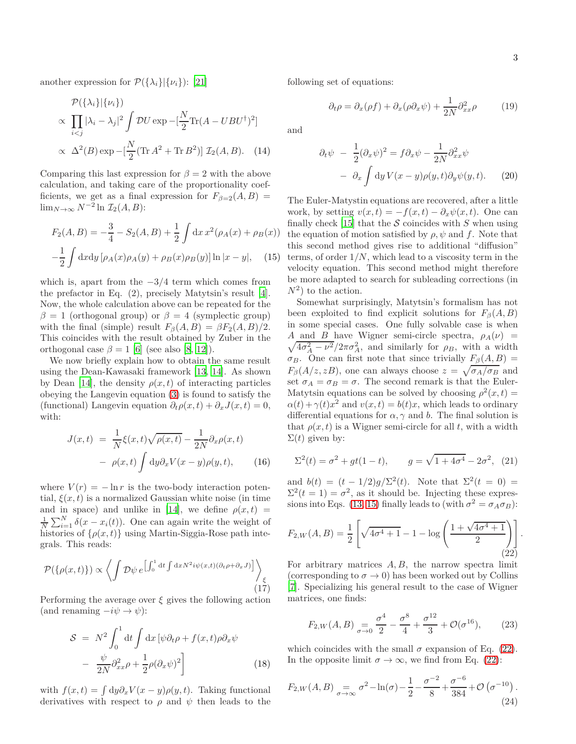another expression for $\mathcal{P}(\{\lambda_i\}|\{\nu_i\})$: [21]

$$
\begin{aligned}
&\mathcal{P}(\{\lambda_i\}|\{\nu_i\}) \\
&\propto \prod_{i<j} |\lambda_i - \lambda_j|^2 \int \mathcal{D}U \exp -[\frac{N}{2}\mathrm{Tr}(A - UBU^\dagger)^2] \\
&\propto \Delta^2(B) \exp -[\frac{N}{2}(\mathrm{Tr}\, A^2 + \mathrm{Tr}\, B^2)]\ \mathcal{I}_2(A,B). \quad (14)
\end{aligned}
$$

Comparing this last expression for $\beta = 2$ with the above calculation, and taking care of the proportionality coefficients, we get as a final expression for $F_{\beta=2}(A,B) = \lim_{N\to\infty} N^{-2} \ln \mathcal{I}_2(A,B)$:

$$
\begin{aligned}
F_2(A,B) = &-\frac{3}{4} - S_2(A,B) + \frac{1}{2}\int \mathrm{d}x\, x^2(\rho_A(x) + \rho_B(x)) \\
&-\frac{1}{2}\int \mathrm{d}x\mathrm{d}y\, [\rho_A(x)\rho_A(y) + \rho_B(x)\rho_B(y)] \ln|x-y|, \quad (15)
\end{aligned}
$$

which is, apart from the $-3/4$ term which comes from the prefactor in Eq. (2), precisely Matytsin's result [4]. Now, the whole calculation above can be repeated for the $\beta = 1$ (orthogonal group) or $\beta = 4$ (symplectic group) with the final (simple) result $F_\beta(A,B) = \beta F_2(A,B)/2$. This coincides with the result obtained by Zuber in the orthogonal case $\beta = 1$ [6] (see also [8, 12]).

We now briefly explain how to obtain the same result using the Dean-Kawasaki framework [13, 14]. As shown by Dean [14], the density $\rho(x,t)$ of interacting particles obeying the Langevin equation (3) is found to satisfy the (functional) Langevin equation $\partial_t \rho(x,t) + \partial_x J(x,t) = 0$, with:

$$
\begin{aligned}
J(x,t) &= \frac{1}{N}\xi(x,t)\sqrt{\rho(x,t)} - \frac{1}{2N}\partial_x \rho(x,t) \\
&- \rho(x,t)\int \mathrm{d}y \partial_x V(x-y)\rho(y,t), \quad (16)
\end{aligned}
$$

where $V(r) = -\ln r$ is the two-body interaction potential, $\xi(x,t)$ is a normalized Gaussian white noise (in time and in space) and unlike in [14], we define $\rho(x,t) = \frac{1}{N}\sum_{i=1}^N \delta(x - x_i(t))$. One can again write the weight of histories of $\{\rho(x,t)\}$ using Martin-Siggia-Rose path integrals. This reads:

$$
\mathcal{P}(\{\rho(x,t)\}) \propto \left\langle \int \mathcal{D}\psi\, e^{\left[\int_0^1 \mathrm{d}t \int \mathrm{d}x N^2 i\psi(x,t)(\partial_t \rho + \partial_x J)\right]} \right\rangle_\xi \quad (17)
$$

Performing the average over $\xi$ gives the following action (and renaming $-i\psi \to \psi$):

$$
\begin{aligned}
\mathcal{S} &= N^2 \int_0^1 \mathrm{d}t \int \mathrm{d}x\, [\psi \partial_t \rho + f(x,t)\rho\partial_x \psi \\
&- \frac{\psi}{2N}\partial^2_{xx}\rho + \frac{1}{2}\rho(\partial_x\psi)^2\Big] \quad (18)
\end{aligned}
$$

with $f(x,t) = \int \mathrm{d}y \partial_x V(x-y)\rho(y,t)$. Taking functional derivatives with respect to $\rho$ and $\psi$ then leads to the following set of equations:

$$
\partial_t \rho = \partial_x(\rho f) + \partial_x(\rho \partial_x \psi) + \frac{1}{2N}\partial^2_{xx}\rho \quad (19)
$$

and

$$
\begin{aligned}
\partial_t \psi &- \frac{1}{2}(\partial_x \psi)^2 = f\partial_x\psi - \frac{1}{2N}\partial^2_{xx}\psi \\
&- \partial_x \int \mathrm{d}y\, V(x-y)\rho(y,t)\partial_y\psi(y,t). \quad (20)
\end{aligned}
$$

The Euler-Matystin equations are recovered, after a little work, by setting $v(x,t) = -f(x,t) - \partial_x\psi(x,t)$. One can finally check [15] that the $\mathcal{S}$ coincides with $S$ when using the equation of motion satisfied by $\rho$, $\psi$ and $f$. Note that this second method gives rise to additional "diffusion" terms, of order $1/N$, which lead to a viscosity term in the velocity equation. This second method might therefore be more adapted to search for subleading corrections (in $N^2$) to the action.

Somewhat surprisingly, Matytsin's formalism has not been exploited to find explicit solutions for $F_\beta(A,B)$ in some special cases. One fully solvable case is when $A$ and $B$ have Wigner semi-circle spectra, $\rho_A(\nu) = \sqrt{4\sigma_A^2 - \nu^2}/2\pi\sigma_A^2$, and similarly for $\rho_B$, with a width $\sigma_B$. One can first note that since trivially $F_\beta(A,B) = F_\beta(A/z, zB)$, one can always choose $z = \sqrt{\sigma_A/\sigma_B}$ and set $\sigma_A = \sigma_B = \sigma$. The second remark is that the Euler-Matytsin equations can be solved by choosing $\rho^2(x,t) = \alpha(t) + \gamma(t)x^2$ and $v(x,t) = b(t)x$, which leads to ordinary differential equations for $\alpha, \gamma$ and $b$. The final solution is that $\rho(x,t)$ is a Wigner semi-circle for all $t$, with a width $\Sigma(t)$ given by:

$$
\Sigma^2(t) = \sigma^2 + gt(1-t), \qquad g = \sqrt{1 + 4\sigma^4} - 2\sigma^2, \quad (21)
$$

and $b(t) = (t - 1/2)g/\Sigma^2(t)$. Note that $\Sigma^2(t=0) = \Sigma^2(t=1) = \sigma^2$, as it should be. Injecting these expressions into Eqs. (13, 15) finally leads to (with $\sigma^2 = \sigma_A\sigma_B$):

$$
F_{2,W}(A,B) = \frac{1}{2}\left[\sqrt{4\sigma^4+1} - 1 - \log\left(\frac{1+\sqrt{4\sigma^4+1}}{2}\right)\right]. \quad (22)
$$

For arbitrary matrices $A, B$, the narrow spectra limit (corresponding to $\sigma \to 0$) has been worked out by Collins [7]. Specializing his general result to the case of Wigner matrices, one finds:

$$
F_{2,W}(A,B) \underset{\sigma\to 0}{=} \frac{\sigma^4}{2} - \frac{\sigma^8}{4} + \frac{\sigma^{12}}{3} + \mathcal{O}(\sigma^{16}), \quad (23)
$$

which coincides with the small $\sigma$ expansion of Eq. (22). In the opposite limit $\sigma \to \infty$, we find from Eq. (22):

$$
F_{2,W}(A,B) \underset{\sigma\to\infty}{=} \sigma^2 - \ln(\sigma) - \frac{1}{2} - \frac{\sigma^{-2}}{8} + \frac{\sigma^{-6}}{384} + \mathcal{O}\left(\sigma^{-10}\right). \quad (24)
$$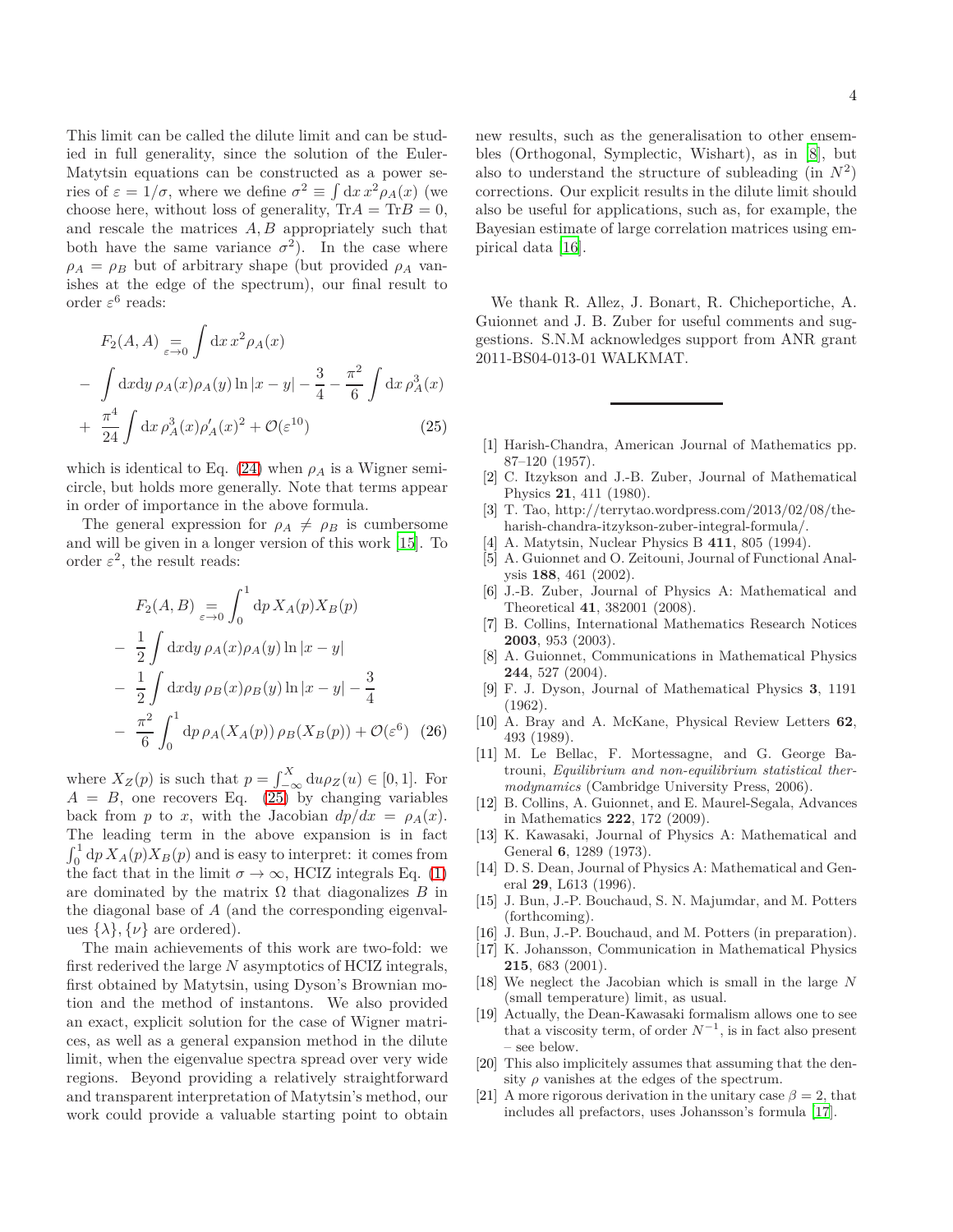This limit can be called the dilute limit and can be studied in full generality, since the solution of the Euler-Matytsin equations can be constructed as a power series of $\varepsilon = 1/\sigma$, where we define $\sigma^2 \equiv \int \mathrm{d}x\, x^2 \rho_A(x)$ (we choose here, without loss of generality, $\mathrm{Tr}A = \mathrm{Tr}B = 0$, and rescale the matrices $A, B$ appropriately such that both have the same variance $\sigma^2$). In the case where $\rho_A = \rho_B$ but of arbitrary shape (but provided $\rho_A$ vanishes at the edge of the spectrum), our final result to order $\varepsilon^6$ reads:

$$
\begin{aligned}
F_2(A, A) &\underset{\varepsilon \to 0}{=} \int \mathrm{d}x\, x^2 \rho_A(x) \\
&- \int \mathrm{d}x \mathrm{d}y\, \rho_A(x)\rho_A(y) \ln|x-y| - \frac{3}{4} - \frac{\pi^2}{6} \int \mathrm{d}x\, \rho_A^3(x) \\
&+ \frac{\pi^4}{24} \int \mathrm{d}x\, \rho_A^3(x) \rho_A'(x)^2 + \mathcal{O}(\varepsilon^{10})
\end{aligned}
\tag{25}
$$

which is identical to Eq. (24) when $\rho_A$ is a Wigner semicircle, but holds more generally. Note that terms appear in order of importance in the above formula.

The general expression for $\rho_A \neq \rho_B$ is cumbersome and will be given in a longer version of this work [15]. To order $\varepsilon^2$, the result reads:

$$
\begin{aligned}
F_2(A, B) &\underset{\varepsilon \to 0}{=} \int_0^1 \mathrm{d}p\, X_A(p) X_B(p) \\
&- \frac{1}{2} \int \mathrm{d}x \mathrm{d}y\, \rho_A(x)\rho_A(y) \ln|x-y| \\
&- \frac{1}{2} \int \mathrm{d}x \mathrm{d}y\, \rho_B(x)\rho_B(y) \ln|x-y| - \frac{3}{4} \\
&- \frac{\pi^2}{6} \int_0^1 \mathrm{d}p\, \rho_A(X_A(p))\, \rho_B(X_B(p)) + \mathcal{O}(\varepsilon^6)
\end{aligned}
\tag{26}
$$

where $X_Z(p)$ is such that $p = \int_{-\infty}^{X} \mathrm{d}u \rho_Z(u) \in [0, 1]$. For $A = B$, one recovers Eq. (25) by changing variables back from $p$ to $x$, with the Jacobian $dp/dx = \rho_A(x)$. The leading term in the above expansion is in fact $\int_0^1 \mathrm{d}p\, X_A(p) X_B(p)$ and is easy to interpret: it comes from the fact that in the limit $\sigma \to \infty$, HCIZ integrals Eq. (1) are dominated by the matrix $\Omega$ that diagonalizes $B$ in the diagonal base of $A$ (and the corresponding eigenvalues $\{\lambda\}, \{\nu\}$ are ordered).

The main achievements of this work are two-fold: we first rederived the large $N$ asymptotics of HCIZ integrals, first obtained by Matytsin, using Dyson's Brownian motion and the method of instantons. We also provided an exact, explicit solution for the case of Wigner matrices, as well as a general expansion method in the dilute limit, when the eigenvalue spectra spread over very wide regions. Beyond providing a relatively straightforward and transparent interpretation of Matytsin's method, our work could provide a valuable starting point to obtain new results, such as the generalisation to other ensembles (Orthogonal, Symplectic, Wishart), as in [8], but also to understand the structure of subleading (in $N^2$) corrections. Our explicit results in the dilute limit should also be useful for applications, such as, for example, the Bayesian estimate of large correlation matrices using empirical data [16].

We thank R. Allez, J. Bonart, R. Chicheportiche, A. Guionnet and J. B. Zuber for useful comments and suggestions. S.N.M acknowledges support from ANR grant 2011-BS04-013-01 WALKMAT.

---

[1] Harish-Chandra, American Journal of Mathematics pp. 87–120 (1957).
[2] C. Itzykson and J.-B. Zuber, Journal of Mathematical Physics **21**, 411 (1980).
[3] T. Tao, http://terrytao.wordpress.com/2013/02/08/the-harish-chandra-itzykson-zuber-integral-formula/.
[4] A. Matytsin, Nuclear Physics B **411**, 805 (1994).
[5] A. Guionnet and O. Zeitouni, Journal of Functional Analysis **188**, 461 (2002).
[6] J.-B. Zuber, Journal of Physics A: Mathematical and Theoretical **41**, 382001 (2008).
[7] B. Collins, International Mathematics Research Notices **2003**, 953 (2003).
[8] A. Guionnet, Communications in Mathematical Physics **244**, 527 (2004).
[9] F. J. Dyson, Journal of Mathematical Physics **3**, 1191 (1962).
[10] A. Bray and A. McKane, Physical Review Letters **62**, 493 (1989).
[11] M. Le Bellac, F. Mortessagne, and G. George Batrouni, *Equilibrium and non-equilibrium statistical thermodynamics* (Cambridge University Press, 2006).
[12] B. Collins, A. Guionnet, and E. Maurel-Segala, Advances in Mathematics **222**, 172 (2009).
[13] K. Kawasaki, Journal of Physics A: Mathematical and General **6**, 1289 (1973).
[14] D. S. Dean, Journal of Physics A: Mathematical and General **29**, L613 (1996).
[15] J. Bun, J.-P. Bouchaud, S. N. Majumdar, and M. Potters (forthcoming).
[16] J. Bun, J.-P. Bouchaud, and M. Potters (in preparation).
[17] K. Johansson, Communication in Mathematical Physics **215**, 683 (2001).
[18] We neglect the Jacobian which is small in the large $N$ (small temperature) limit, as usual.
[19] Actually, the Dean-Kawasaki formalism allows one to see that a viscosity term, of order $N^{-1}$, is in fact also present – see below.
[20] This also implicitely assumes that assuming that the density $\rho$ vanishes at the edges of the spectrum.
[21] A more rigorous derivation in the unitary case $\beta = 2$, that includes all prefactors, uses Johansson's formula [17].